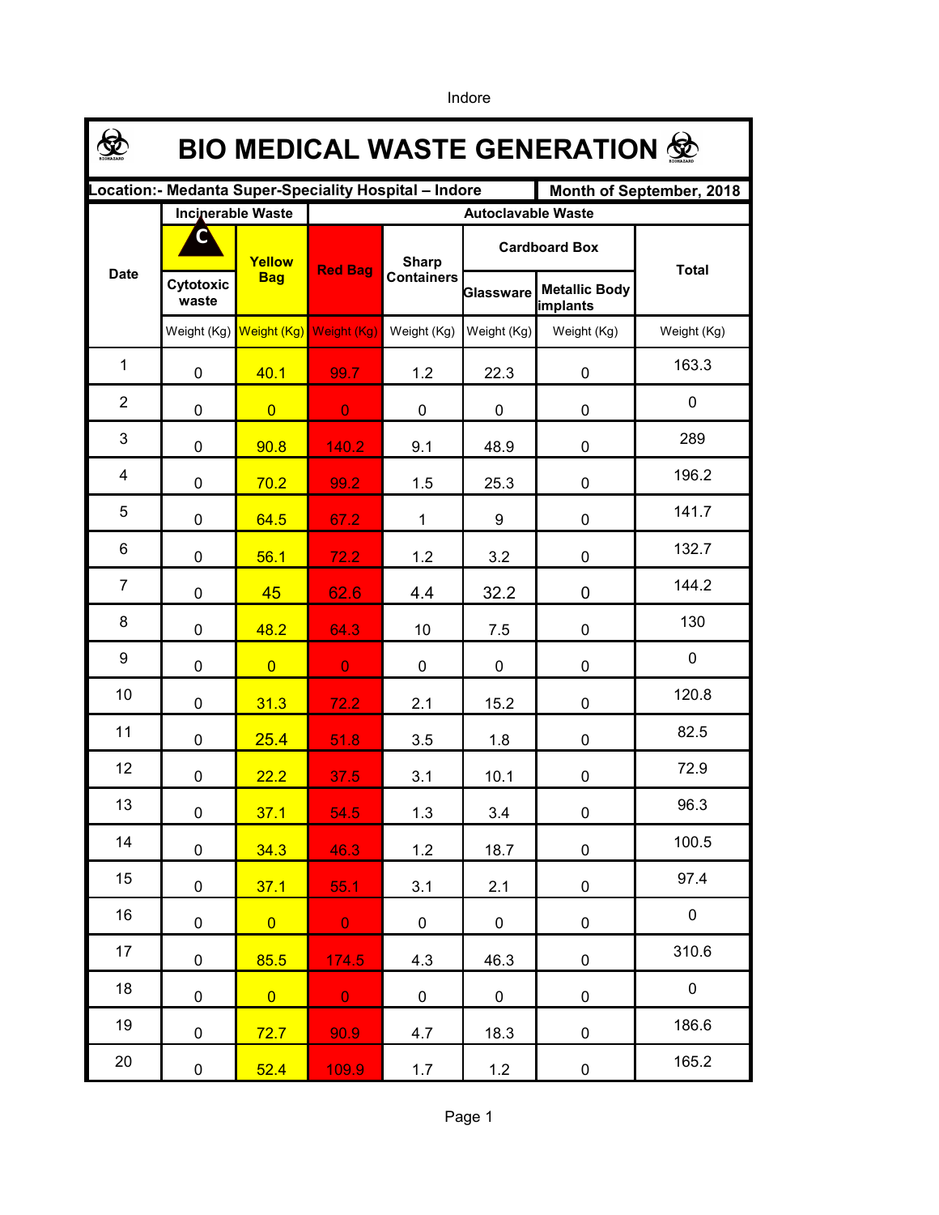Indore

# BIO MEDICAL WASTE GENERATION

| Location:- Medanta Super-Speciality Hospital – Indore | | | | | | | Month of September, 2018 |
|---|---|---|---|---|---|---|---|
| Date | Incinerable Waste | | Autoclavable Waste | | | | Total |
| | C Cytotoxic waste | Yellow Bag | Red Bag | Sharp Containers | Cardboard Box | | |
| | | | | | Glassware | Metallic Body implants | |
| | Weight (Kg) | Weight (Kg) | Weight (Kg) | Weight (Kg) | Weight (Kg) | Weight (Kg) | Weight (Kg) |
| 1 | 0 | 40.1 | 99.7 | 1.2 | 22.3 | 0 | 163.3 |
| 2 | 0 | 0 | 0 | 0 | 0 | 0 | 0 |
| 3 | 0 | 90.8 | 140.2 | 9.1 | 48.9 | 0 | 289 |
| 4 | 0 | 70.2 | 99.2 | 1.5 | 25.3 | 0 | 196.2 |
| 5 | 0 | 64.5 | 67.2 | 1 | 9 | 0 | 141.7 |
| 6 | 0 | 56.1 | 72.2 | 1.2 | 3.2 | 0 | 132.7 |
| 7 | 0 | 45 | 62.6 | 4.4 | 32.2 | 0 | 144.2 |
| 8 | 0 | 48.2 | 64.3 | 10 | 7.5 | 0 | 130 |
| 9 | 0 | 0 | 0 | 0 | 0 | 0 | 0 |
| 10 | 0 | 31.3 | 72.2 | 2.1 | 15.2 | 0 | 120.8 |
| 11 | 0 | 25.4 | 51.8 | 3.5 | 1.8 | 0 | 82.5 |
| 12 | 0 | 22.2 | 37.5 | 3.1 | 10.1 | 0 | 72.9 |
| 13 | 0 | 37.1 | 54.5 | 1.3 | 3.4 | 0 | 96.3 |
| 14 | 0 | 34.3 | 46.3 | 1.2 | 18.7 | 0 | 100.5 |
| 15 | 0 | 37.1 | 55.1 | 3.1 | 2.1 | 0 | 97.4 |
| 16 | 0 | 0 | 0 | 0 | 0 | 0 | 0 |
| 17 | 0 | 85.5 | 174.5 | 4.3 | 46.3 | 0 | 310.6 |
| 18 | 0 | 0 | 0 | 0 | 0 | 0 | 0 |
| 19 | 0 | 72.7 | 90.9 | 4.7 | 18.3 | 0 | 186.6 |
| 20 | 0 | 52.4 | 109.9 | 1.7 | 1.2 | 0 | 165.2 |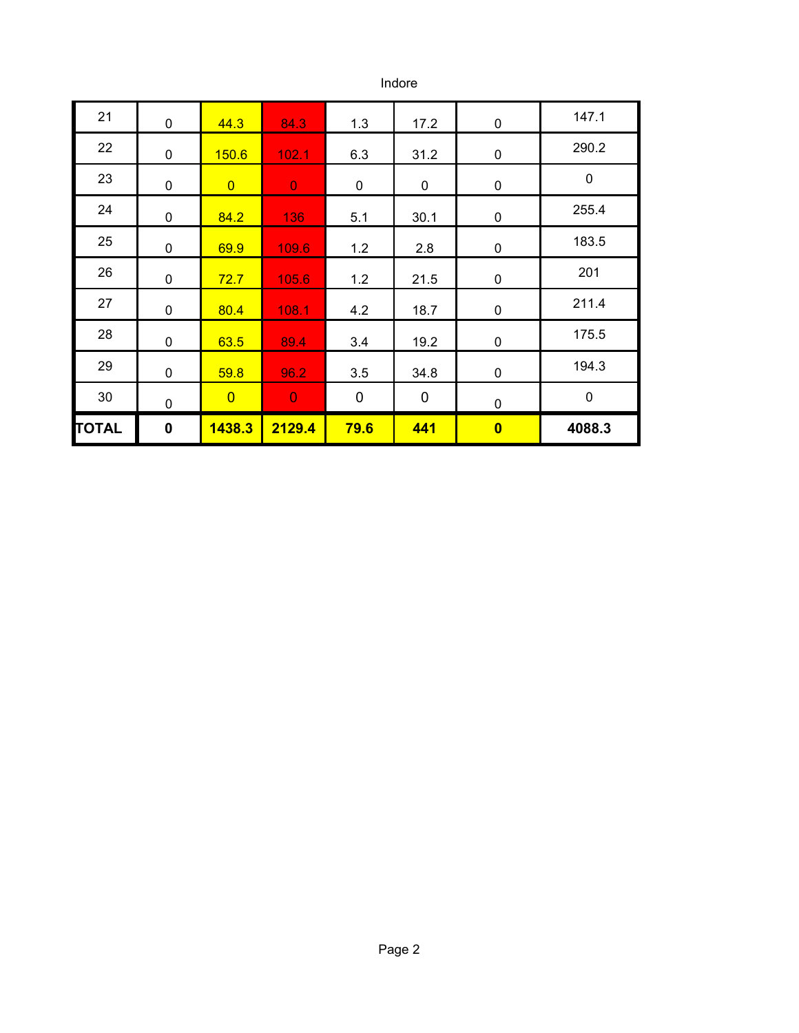Indore

| | | | | | | | |
|---|---|---|---|---|---|---|---|
| 21 | 0 | 44.3 | 84.3 | 1.3 | 17.2 | 0 | 147.1 |
| 22 | 0 | 150.6 | 102.1 | 6.3 | 31.2 | 0 | 290.2 |
| 23 | 0 | 0 | 0 | 0 | 0 | 0 | 0 |
| 24 | 0 | 84.2 | 136 | 5.1 | 30.1 | 0 | 255.4 |
| 25 | 0 | 69.9 | 109.6 | 1.2 | 2.8 | 0 | 183.5 |
| 26 | 0 | 72.7 | 105.6 | 1.2 | 21.5 | 0 | 201 |
| 27 | 0 | 80.4 | 108.1 | 4.2 | 18.7 | 0 | 211.4 |
| 28 | 0 | 63.5 | 89.4 | 3.4 | 19.2 | 0 | 175.5 |
| 29 | 0 | 59.8 | 96.2 | 3.5 | 34.8 | 0 | 194.3 |
| 30 | 0 | 0 | 0 | 0 | 0 | 0 | 0 |
| **TOTAL** | **0** | **1438.3** | **2129.4** | **79.6** | **441** | **0** | **4088.3** |